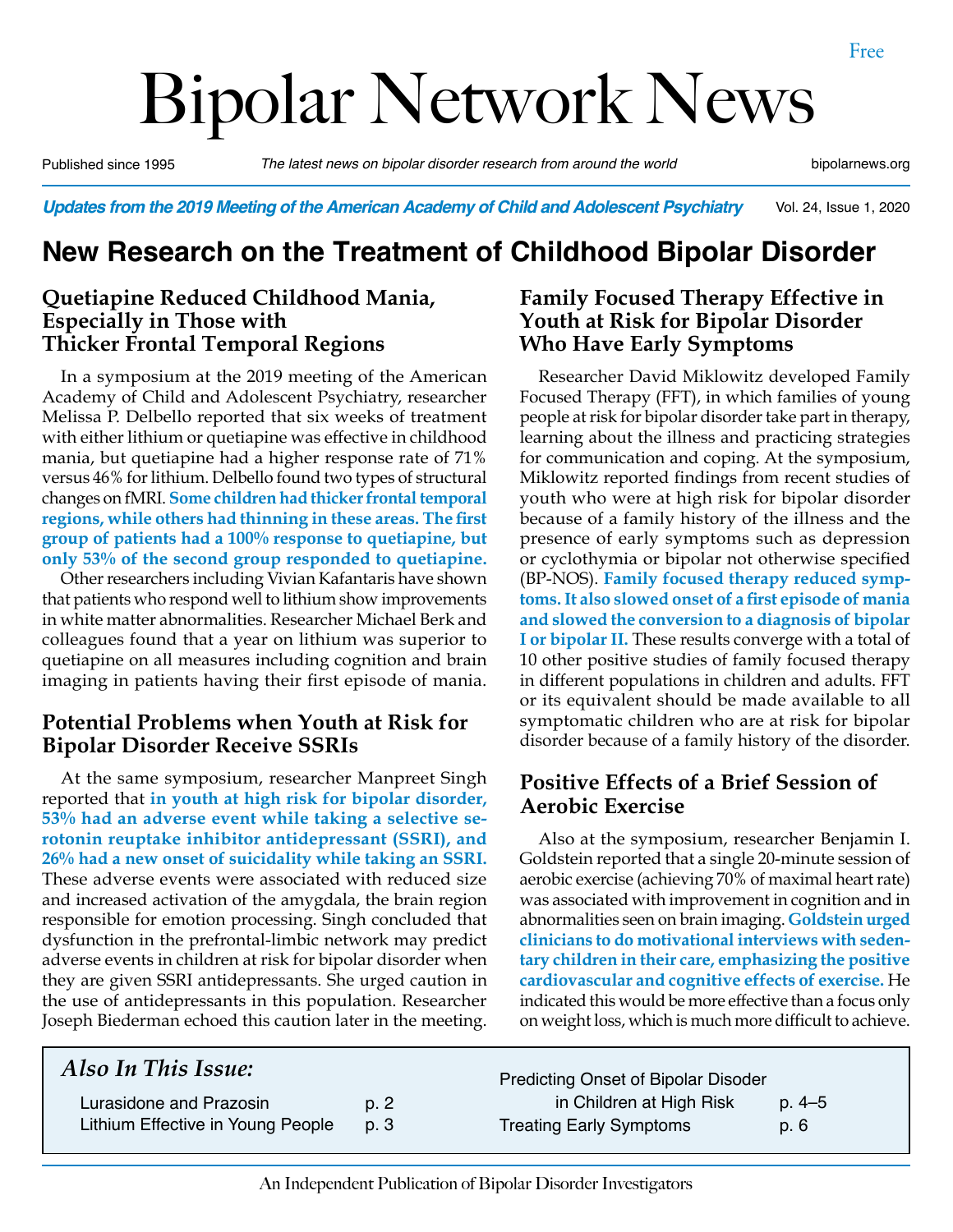# Bipolar Network News

Free

Published since 1995 — *The latest news on bipolar disorder research from around the world* — bipolarnews.org

***Updates from the 2019 Meeting of the American Academy of Child and Adolescent Psychiatry***

## New Research on the Treatment of Childhood Bipolar Disorder

### Quetiapine Reduced Childhood Mania, Especially in Those with Thicker Frontal Temporal Regions

In a symposium at the 2019 meeting of the American Academy of Child and Adolescent Psychiatry, researcher Melissa P. Delbello reported that six weeks of treatment with either lithium or quetiapine was effective in childhood mania, but quetiapine had a higher response rate of 71% versus 46% for lithium. Delbello found two types of structural changes on fMRI. **Some children had thicker frontal temporal regions, while others had thinning in these areas. The first group of patients had a 100% response to quetiapine, but only 53% of the second group responded to quetiapine.**

Other researchers including Vivian Kafantaris have shown that patients who respond well to lithium show improvements in white matter abnormalities. Researcher Michael Berk and colleagues found that a year on lithium was superior to quetiapine on all measures including cognition and brain imaging in patients having their first episode of mania.

### Potential Problems when Youth at Risk for Bipolar Disorder Receive SSRIs

At the same symposium, researcher Manpreet Singh reported that **in youth at high risk for bipolar disorder, 53% had an adverse event while taking a selective serotonin reuptake inhibitor antidepressant (SSRI), and 26% had a new onset of suicidality while taking an SSRI.** These adverse events were associated with reduced size and increased activation of the amygdala, the brain region responsible for emotion processing. Singh concluded that dysfunction in the prefrontal-limbic network may predict adverse events in children at risk for bipolar disorder when they are given SSRI antidepressants. She urged caution in the use of antidepressants in this population. Researcher Joseph Biederman echoed this caution later in the meeting.

### Family Focused Therapy Effective in Youth at Risk for Bipolar Disorder Who Have Early Symptoms

Researcher David Miklowitz developed Family Focused Therapy (FFT), in which families of young people at risk for bipolar disorder take part in therapy, learning about the illness and practicing strategies for communication and coping. At the symposium, Miklowitz reported findings from recent studies of youth who were at high risk for bipolar disorder because of a family history of the illness and the presence of early symptoms such as depression or cyclothymia or bipolar not otherwise specified (BP-NOS). **Family focused therapy reduced symptoms. It also slowed onset of a first episode of mania and slowed the conversion to a diagnosis of bipolar I or bipolar II.** These results converge with a total of 10 other positive studies of family focused therapy in different populations in children and adults. FFT or its equivalent should be made available to all symptomatic children who are at risk for bipolar disorder because of a family history of the disorder.

### Positive Effects of a Brief Session of Aerobic Exercise

Also at the symposium, researcher Benjamin I. Goldstein reported that a single 20-minute session of aerobic exercise (achieving 70% of maximal heart rate) was associated with improvement in cognition and in abnormalities seen on brain imaging. **Goldstein urged clinicians to do motivational interviews with sedentary children in their care, emphasizing the positive cardiovascular and cognitive effects of exercise.** He indicated this would be more effective than a focus only on weight loss, which is much more difficult to achieve.

### *Also In This Issue:*

| | |
|---|---|
| Lurasidone and Prazosin | p. 2 |
| Lithium Effective in Young People | p. 3 |
| Predicting Onset of Bipolar Disoder in Children at High Risk | p. 4–5 |
| Treating Early Symptoms | p. 6 |

An Independent Publication of Bipolar Disorder Investigators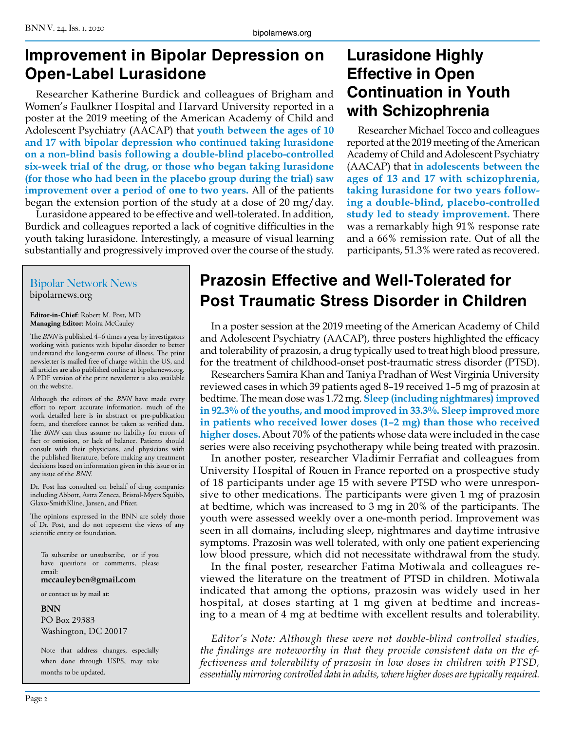## Improvement in Bipolar Depression on Open-Label Lurasidone

Researcher Katherine Burdick and colleagues of Brigham and Women's Faulkner Hospital and Harvard University reported in a poster at the 2019 meeting of the American Academy of Child and Adolescent Psychiatry (AACAP) that **youth between the ages of 10 and 17 with bipolar depression who continued taking lurasidone on a non-blind basis following a double-blind placebo-controlled six-week trial of the drug, or those who began taking lurasidone (for those who had been in the placebo group during the trial) saw improvement over a period of one to two years.** All of the patients began the extension portion of the study at a dose of 20 mg/day.

Lurasidone appeared to be effective and well-tolerated. In addition, Burdick and colleagues reported a lack of cognitive difficulties in the youth taking lurasidone. Interestingly, a measure of visual learning substantially and progressively improved over the course of the study.

## Lurasidone Highly Effective in Open Continuation in Youth with Schizophrenia

Researcher Michael Tocco and colleagues reported at the 2019 meeting of the American Academy of Child and Adolescent Psychiatry (AACAP) that **in adolescents between the ages of 13 and 17 with schizophrenia, taking lurasidone for two years following a double-blind, placebo-controlled study led to steady improvement.** There was a remarkably high 91% response rate and a 66% remission rate. Out of all the participants, 51.3% were rated as recovered.

## Prazosin Effective and Well-Tolerated for Post Traumatic Stress Disorder in Children

In a poster session at the 2019 meeting of the American Academy of Child and Adolescent Psychiatry (AACAP), three posters highlighted the efficacy and tolerability of prazosin, a drug typically used to treat high blood pressure, for the treatment of childhood-onset post-traumatic stress disorder (PTSD).

Researchers Samira Khan and Taniya Pradhan of West Virginia University reviewed cases in which 39 patients aged 8–19 received 1–5 mg of prazosin at bedtime. The mean dose was 1.72 mg. **Sleep (including nightmares) improved in 92.3% of the youths, and mood improved in 33.3%. Sleep improved more in patients who received lower doses (1–2 mg) than those who received higher doses.** About 70% of the patients whose data were included in the case series were also receiving psychotherapy while being treated with prazosin.

In another poster, researcher Vladimir Ferrafiat and colleagues from University Hospital of Rouen in France reported on a prospective study of 18 participants under age 15 with severe PTSD who were unresponsive to other medications. The participants were given 1 mg of prazosin at bedtime, which was increased to 3 mg in 20% of the participants. The youth were assessed weekly over a one-month period. Improvement was seen in all domains, including sleep, nightmares and daytime intrusive symptoms. Prazosin was well tolerated, with only one patient experiencing low blood pressure, which did not necessitate withdrawal from the study.

In the final poster, researcher Fatima Motiwala and colleagues reviewed the literature on the treatment of PTSD in children. Motiwala indicated that among the options, prazosin was widely used in her hospital, at doses starting at 1 mg given at bedtime and increasing to a mean of 4 mg at bedtime with excellent results and tolerability.

*Editor's Note: Although these were not double-blind controlled studies, the findings are noteworthy in that they provide consistent data on the effectiveness and tolerability of prazosin in low doses in children with PTSD, essentially mirroring controlled data in adults, where higher doses are typically required.*

---

### Bipolar Network News
bipolarnews.org

**Editor-in-Chief**: Robert M. Post, MD
**Managing Editor**: Moira McCauley

The *BNN* is published 4–6 times a year by investigators working with patients with bipolar disorder to better understand the long-term course of illness. The print newsletter is mailed free of charge within the US, and all articles are also published online at bipolarnews.org. A PDF version of the print newsletter is also available on the website.

Although the editors of the *BNN* have made every effort to report accurate information, much of the work detailed here is in abstract or pre-publication form, and therefore cannot be taken as verified data. The *BNN* can thus assume no liability for errors of fact or omission, or lack of balance. Patients should consult with their physicians, and physicians with the published literature, before making any treatment decisions based on information given in this issue or in any issue of the *BNN*.

Dr. Post has consulted on behalf of drug companies including Abbott, Astra Zeneca, Bristol-Myers Squibb, Glaxo-SmithKline, Jansen, and Pfizer.

The opinions expressed in the BNN are solely those of Dr. Post, and do not represent the views of any scientific entity or foundation.

To subscribe or unsubscribe, or if you have questions or comments, please email:
**mccauleybcn@gmail.com**

or contact us by mail at:

**BNN**
PO Box 29383
Washington, DC 20017

Note that address changes, especially when done through USPS, may take months to be updated.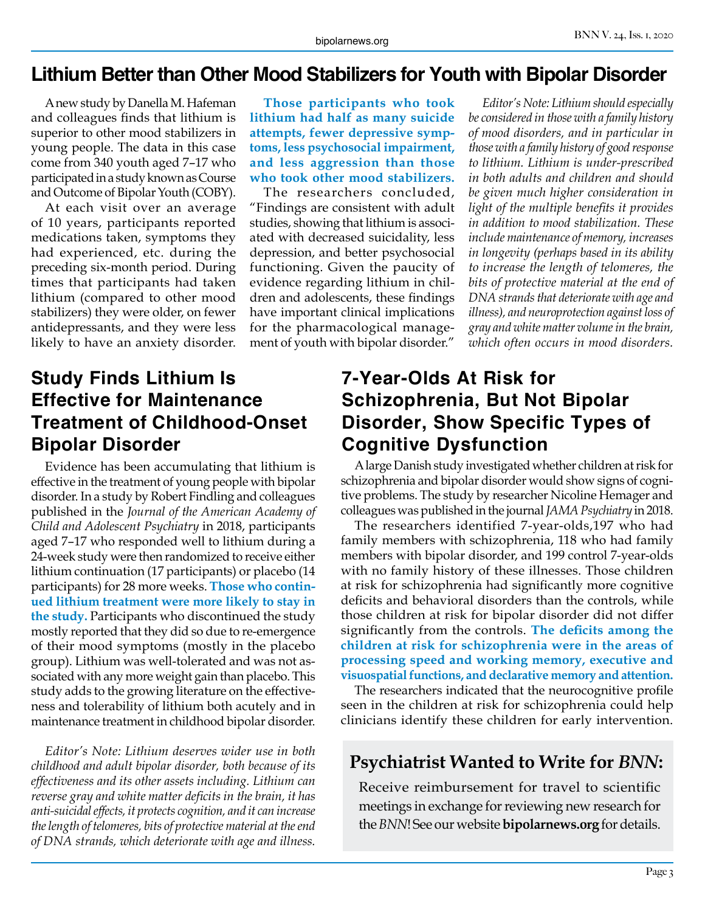# Lithium Better than Other Mood Stabilizers for Youth with Bipolar Disorder

A new study by Danella M. Hafeman and colleagues finds that lithium is superior to other mood stabilizers in young people. The data in this case come from 340 youth aged 7–17 who participated in a study known as Course and Outcome of Bipolar Youth (COBY).

At each visit over an average of 10 years, participants reported medications taken, symptoms they had experienced, etc. during the preceding six-month period. During times that participants had taken lithium (compared to other mood stabilizers) they were older, on fewer antidepressants, and they were less likely to have an anxiety disorder.

**Those participants who took lithium had half as many suicide attempts, fewer depressive symptoms, less psychosocial impairment, and less aggression than those who took other mood stabilizers.**

The researchers concluded, "Findings are consistent with adult studies, showing that lithium is associated with decreased suicidality, less depression, and better psychosocial functioning. Given the paucity of evidence regarding lithium in children and adolescents, these findings have important clinical implications for the pharmacological management of youth with bipolar disorder."

*Editor's Note: Lithium should especially be considered in those with a family history of mood disorders, and in particular in those with a family history of good response to lithium. Lithium is under-prescribed in both adults and children and should be given much higher consideration in light of the multiple benefits it provides in addition to mood stabilization. These include maintenance of memory, increases in longevity (perhaps based in its ability to increase the length of telomeres, the bits of protective material at the end of DNA strands that deteriorate with age and illness), and neuroprotection against loss of gray and white matter volume in the brain, which often occurs in mood disorders.*

## Study Finds Lithium Is Effective for Maintenance Treatment of Childhood-Onset Bipolar Disorder

Evidence has been accumulating that lithium is effective in the treatment of young people with bipolar disorder. In a study by Robert Findling and colleagues published in the *Journal of the American Academy of Child and Adolescent Psychiatry* in 2018, participants aged 7–17 who responded well to lithium during a 24-week study were then randomized to receive either lithium continuation (17 participants) or placebo (14 participants) for 28 more weeks. **Those who continued lithium treatment were more likely to stay in the study.** Participants who discontinued the study mostly reported that they did so due to re-emergence of their mood symptoms (mostly in the placebo group). Lithium was well-tolerated and was not associated with any more weight gain than placebo. This study adds to the growing literature on the effectiveness and tolerability of lithium both acutely and in maintenance treatment in childhood bipolar disorder.

*Editor's Note: Lithium deserves wider use in both childhood and adult bipolar disorder, both because of its effectiveness and its other assets including. Lithium can reverse gray and white matter deficits in the brain, it has anti-suicidal effects, it protects cognition, and it can increase the length of telomeres, bits of protective material at the end of DNA strands, which deteriorate with age and illness.*

## 7-Year-Olds At Risk for Schizophrenia, But Not Bipolar Disorder, Show Specific Types of Cognitive Dysfunction

A large Danish study investigated whether children at risk for schizophrenia and bipolar disorder would show signs of cognitive problems. The study by researcher Nicoline Hemager and colleagues was published in the journal *JAMA Psychiatry* in 2018.

The researchers identified 7-year-olds,197 who had family members with schizophrenia, 118 who had family members with bipolar disorder, and 199 control 7-year-olds with no family history of these illnesses. Those children at risk for schizophrenia had significantly more cognitive deficits and behavioral disorders than the controls, while those children at risk for bipolar disorder did not differ significantly from the controls. **The deficits among the children at risk for schizophrenia were in the areas of processing speed and working memory, executive and visuospatial functions, and declarative memory and attention.**

The researchers indicated that the neurocognitive profile seen in the children at risk for schizophrenia could help clinicians identify these children for early intervention.

### Psychiatrist Wanted to Write for *BNN*:

Receive reimbursement for travel to scientific meetings in exchange for reviewing new research for the *BNN*! See our website **bipolarnews.org** for details.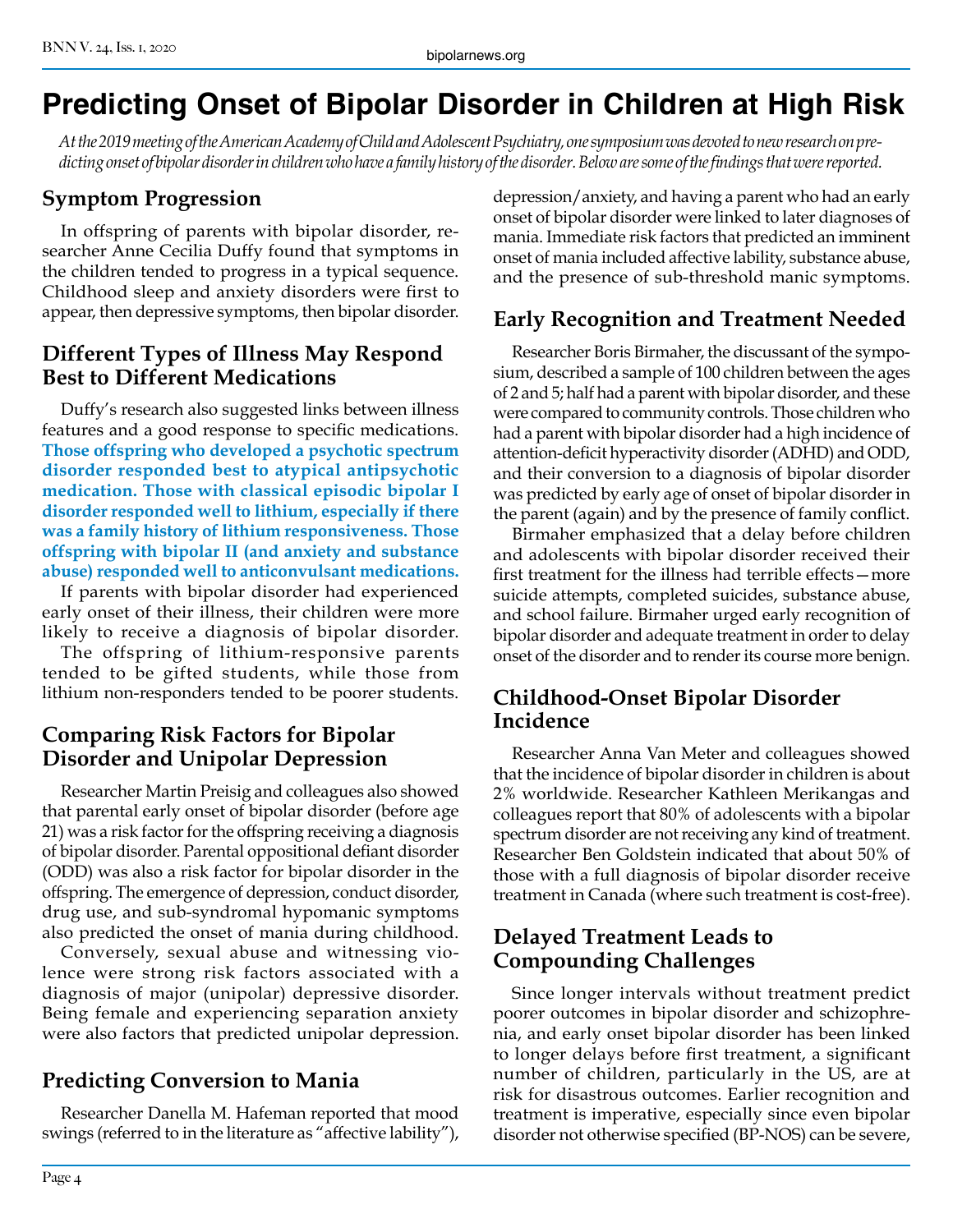# Predicting Onset of Bipolar Disorder in Children at High Risk

*At the 2019 meeting of the American Academy of Child and Adolescent Psychiatry, one symposium was devoted to new research on predicting onset of bipolar disorder in children who have a family history of the disorder. Below are some of the findings that were reported.*

## Symptom Progression

In offspring of parents with bipolar disorder, researcher Anne Cecilia Duffy found that symptoms in the children tended to progress in a typical sequence. Childhood sleep and anxiety disorders were first to appear, then depressive symptoms, then bipolar disorder.

## Different Types of Illness May Respond Best to Different Medications

Duffy's research also suggested links between illness features and a good response to specific medications. **Those offspring who developed a psychotic spectrum disorder responded best to atypical antipsychotic medication. Those with classical episodic bipolar I disorder responded well to lithium, especially if there was a family history of lithium responsiveness. Those offspring with bipolar II (and anxiety and substance abuse) responded well to anticonvulsant medications.**

If parents with bipolar disorder had experienced early onset of their illness, their children were more likely to receive a diagnosis of bipolar disorder.

The offspring of lithium-responsive parents tended to be gifted students, while those from lithium non-responders tended to be poorer students.

## Comparing Risk Factors for Bipolar Disorder and Unipolar Depression

Researcher Martin Preisig and colleagues also showed that parental early onset of bipolar disorder (before age 21) was a risk factor for the offspring receiving a diagnosis of bipolar disorder. Parental oppositional defiant disorder (ODD) was also a risk factor for bipolar disorder in the offspring. The emergence of depression, conduct disorder, drug use, and sub-syndromal hypomanic symptoms also predicted the onset of mania during childhood.

Conversely, sexual abuse and witnessing violence were strong risk factors associated with a diagnosis of major (unipolar) depressive disorder. Being female and experiencing separation anxiety were also factors that predicted unipolar depression.

## Predicting Conversion to Mania

Researcher Danella M. Hafeman reported that mood swings (referred to in the literature as "affective lability"), depression/anxiety, and having a parent who had an early onset of bipolar disorder were linked to later diagnoses of mania. Immediate risk factors that predicted an imminent onset of mania included affective lability, substance abuse, and the presence of sub-threshold manic symptoms.

## Early Recognition and Treatment Needed

Researcher Boris Birmaher, the discussant of the symposium, described a sample of 100 children between the ages of 2 and 5; half had a parent with bipolar disorder, and these were compared to community controls. Those children who had a parent with bipolar disorder had a high incidence of attention-deficit hyperactivity disorder (ADHD) and ODD, and their conversion to a diagnosis of bipolar disorder was predicted by early age of onset of bipolar disorder in the parent (again) and by the presence of family conflict.

Birmaher emphasized that a delay before children and adolescents with bipolar disorder received their first treatment for the illness had terrible effects—more suicide attempts, completed suicides, substance abuse, and school failure. Birmaher urged early recognition of bipolar disorder and adequate treatment in order to delay onset of the disorder and to render its course more benign.

## Childhood-Onset Bipolar Disorder Incidence

Researcher Anna Van Meter and colleagues showed that the incidence of bipolar disorder in children is about 2% worldwide. Researcher Kathleen Merikangas and colleagues report that 80% of adolescents with a bipolar spectrum disorder are not receiving any kind of treatment. Researcher Ben Goldstein indicated that about 50% of those with a full diagnosis of bipolar disorder receive treatment in Canada (where such treatment is cost-free).

## Delayed Treatment Leads to Compounding Challenges

Since longer intervals without treatment predict poorer outcomes in bipolar disorder and schizophrenia, and early onset bipolar disorder has been linked to longer delays before first treatment, a significant number of children, particularly in the US, are at risk for disastrous outcomes. Earlier recognition and treatment is imperative, especially since even bipolar disorder not otherwise specified (BP-NOS) can be severe,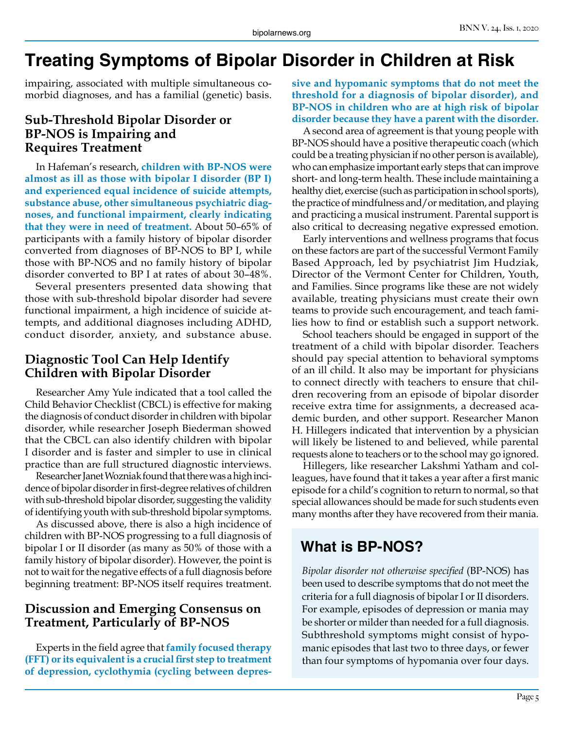# Treating Symptoms of Bipolar Disorder in Children at Risk

impairing, associated with multiple simultaneous comorbid diagnoses, and has a familial (genetic) basis.

## Sub-Threshold Bipolar Disorder or BP-NOS is Impairing and Requires Treatment

In Hafeman's research, **children with BP-NOS were almost as ill as those with bipolar I disorder (BP I) and experienced equal incidence of suicide attempts, substance abuse, other simultaneous psychiatric diagnoses, and functional impairment, clearly indicating that they were in need of treatment.** About 50–65% of participants with a family history of bipolar disorder converted from diagnoses of BP-NOS to BP I, while those with BP-NOS and no family history of bipolar disorder converted to BP I at rates of about 30–48%.

Several presenters presented data showing that those with sub-threshold bipolar disorder had severe functional impairment, a high incidence of suicide attempts, and additional diagnoses including ADHD, conduct disorder, anxiety, and substance abuse.

## Diagnostic Tool Can Help Identify Children with Bipolar Disorder

Researcher Amy Yule indicated that a tool called the Child Behavior Checklist (CBCL) is effective for making the diagnosis of conduct disorder in children with bipolar disorder, while researcher Joseph Biederman showed that the CBCL can also identify children with bipolar I disorder and is faster and simpler to use in clinical practice than are full structured diagnostic interviews.

Researcher Janet Wozniak found that there was a high incidence of bipolar disorder in first-degree relatives of children with sub-threshold bipolar disorder, suggesting the validity of identifying youth with sub-threshold bipolar symptoms.

As discussed above, there is also a high incidence of children with BP-NOS progressing to a full diagnosis of bipolar I or II disorder (as many as 50% of those with a family history of bipolar disorder). However, the point is not to wait for the negative effects of a full diagnosis before beginning treatment: BP-NOS itself requires treatment.

## Discussion and Emerging Consensus on Treatment, Particularly of BP-NOS

Experts in the field agree that **family focused therapy (FFT) or its equivalent is a crucial first step to treatment of depression, cyclothymia (cycling between depressive and hypomanic symptoms that do not meet the threshold for a diagnosis of bipolar disorder), and BP-NOS in children who are at high risk of bipolar disorder because they have a parent with the disorder.**

A second area of agreement is that young people with BP-NOS should have a positive therapeutic coach (which could be a treating physician if no other person is available), who can emphasize important early steps that can improve short- and long-term health. These include maintaining a healthy diet, exercise (such as participation in school sports), the practice of mindfulness and/or meditation, and playing and practicing a musical instrument. Parental support is also critical to decreasing negative expressed emotion.

Early interventions and wellness programs that focus on these factors are part of the successful Vermont Family Based Approach, led by psychiatrist Jim Hudziak, Director of the Vermont Center for Children, Youth, and Families. Since programs like these are not widely available, treating physicians must create their own teams to provide such encouragement, and teach families how to find or establish such a support network.

School teachers should be engaged in support of the treatment of a child with bipolar disorder. Teachers should pay special attention to behavioral symptoms of an ill child. It also may be important for physicians to connect directly with teachers to ensure that children recovering from an episode of bipolar disorder receive extra time for assignments, a decreased academic burden, and other support. Researcher Manon H. Hillegers indicated that intervention by a physician will likely be listened to and believed, while parental requests alone to teachers or to the school may go ignored.

Hillegers, like researcher Lakshmi Yatham and colleagues, have found that it takes a year after a first manic episode for a child's cognition to return to normal, so that special allowances should be made for such students even many months after they have recovered from their mania.

## What is BP-NOS?

*Bipolar disorder not otherwise specified* (BP-NOS) has been used to describe symptoms that do not meet the criteria for a full diagnosis of bipolar I or II disorders. For example, episodes of depression or mania may be shorter or milder than needed for a full diagnosis. Subthreshold symptoms might consist of hypomanic episodes that last two to three days, or fewer than four symptoms of hypomania over four days.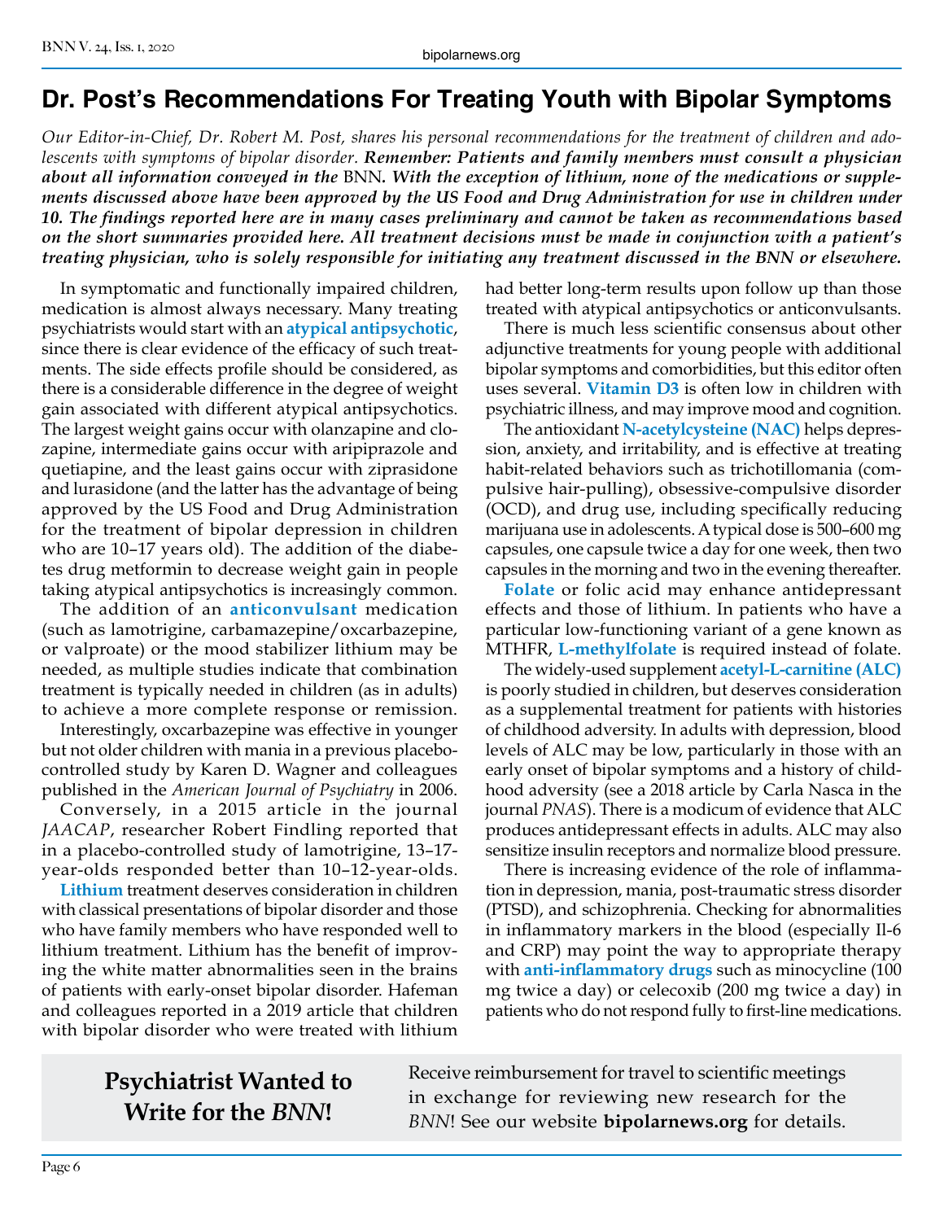# Dr. Post's Recommendations For Treating Youth with Bipolar Symptoms

*Our Editor-in-Chief, Dr. Robert M. Post, shares his personal recommendations for the treatment of children and adolescents with symptoms of bipolar disorder.* ***Remember: Patients and family members must consult a physician about all information conveyed in the*** **BNN*****. With the exception of lithium, none of the medications or supplements discussed above have been approved by the US Food and Drug Administration for use in children under 10. The findings reported here are in many cases preliminary and cannot be taken as recommendations based on the short summaries provided here. All treatment decisions must be made in conjunction with a patient's treating physician, who is solely responsible for initiating any treatment discussed in the BNN or elsewhere.***

In symptomatic and functionally impaired children, medication is almost always necessary. Many treating psychiatrists would start with an **atypical antipsychotic**, since there is clear evidence of the efficacy of such treatments. The side effects profile should be considered, as there is a considerable difference in the degree of weight gain associated with different atypical antipsychotics. The largest weight gains occur with olanzapine and clozapine, intermediate gains occur with aripiprazole and quetiapine, and the least gains occur with ziprasidone and lurasidone (and the latter has the advantage of being approved by the US Food and Drug Administration for the treatment of bipolar depression in children who are 10–17 years old). The addition of the diabetes drug metformin to decrease weight gain in people taking atypical antipsychotics is increasingly common.

The addition of an **anticonvulsant** medication (such as lamotrigine, carbamazepine/oxcarbazepine, or valproate) or the mood stabilizer lithium may be needed, as multiple studies indicate that combination treatment is typically needed in children (as in adults) to achieve a more complete response or remission.

Interestingly, oxcarbazepine was effective in younger but not older children with mania in a previous placebo-controlled study by Karen D. Wagner and colleagues published in the *American Journal of Psychiatry* in 2006.

Conversely, in a 2015 article in the journal *JAACAP*, researcher Robert Findling reported that in a placebo-controlled study of lamotrigine, 13–17-year-olds responded better than 10–12-year-olds.

**Lithium** treatment deserves consideration in children with classical presentations of bipolar disorder and those who have family members who have responded well to lithium treatment. Lithium has the benefit of improving the white matter abnormalities seen in the brains of patients with early-onset bipolar disorder. Hafeman and colleagues reported in a 2019 article that children with bipolar disorder who were treated with lithium had better long-term results upon follow up than those treated with atypical antipsychotics or anticonvulsants.

There is much less scientific consensus about other adjunctive treatments for young people with additional bipolar symptoms and comorbidities, but this editor often uses several. **Vitamin D3** is often low in children with psychiatric illness, and may improve mood and cognition.

The antioxidant **N-acetylcysteine (NAC)** helps depression, anxiety, and irritability, and is effective at treating habit-related behaviors such as trichotillomania (compulsive hair-pulling), obsessive-compulsive disorder (OCD), and drug use, including specifically reducing marijuana use in adolescents. A typical dose is 500–600 mg capsules, one capsule twice a day for one week, then two capsules in the morning and two in the evening thereafter.

**Folate** or folic acid may enhance antidepressant effects and those of lithium. In patients who have a particular low-functioning variant of a gene known as MTHFR, **L-methylfolate** is required instead of folate.

The widely-used supplement **acetyl-L-carnitine (ALC)** is poorly studied in children, but deserves consideration as a supplemental treatment for patients with histories of childhood adversity. In adults with depression, blood levels of ALC may be low, particularly in those with an early onset of bipolar symptoms and a history of childhood adversity (see a 2018 article by Carla Nasca in the journal *PNAS*). There is a modicum of evidence that ALC produces antidepressant effects in adults. ALC may also sensitize insulin receptors and normalize blood pressure.

There is increasing evidence of the role of inflammation in depression, mania, post-traumatic stress disorder (PTSD), and schizophrenia. Checking for abnormalities in inflammatory markers in the blood (especially Il-6 and CRP) may point the way to appropriate therapy with **anti-inflammatory drugs** such as minocycline (100 mg twice a day) or celecoxib (200 mg twice a day) in patients who do not respond fully to first-line medications.

**Psychiatrist Wanted to Write for the *BNN*!**

Receive reimbursement for travel to scientific meetings in exchange for reviewing new research for the *BNN*! See our website **bipolarnews.org** for details.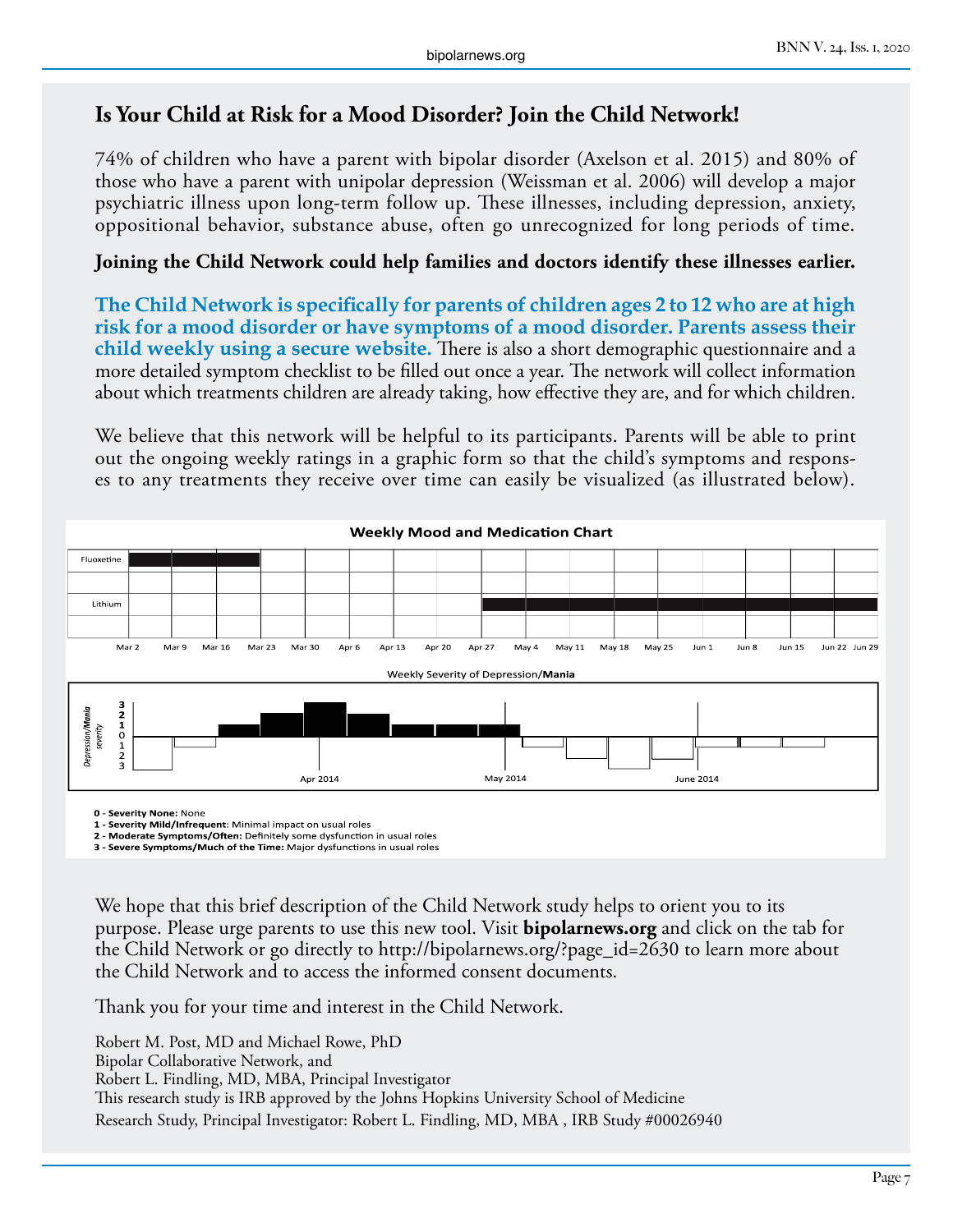## Is Your Child at Risk for a Mood Disorder? Join the Child Network!

74% of children who have a parent with bipolar disorder (Axelson et al. 2015) and 80% of those who have a parent with unipolar depression (Weissman et al. 2006) will develop a major psychiatric illness upon long-term follow up. These illnesses, including depression, anxiety, oppositional behavior, substance abuse, often go unrecognized for long periods of time.

**Joining the Child Network could help families and doctors identify these illnesses earlier.**

**The Child Network is specifically for parents of children ages 2 to 12 who are at high risk for a mood disorder or have symptoms of a mood disorder. Parents assess their child weekly using a secure website.** There is also a short demographic questionnaire and a more detailed symptom checklist to be filled out once a year. The network will collect information about which treatments children are already taking, how effective they are, and for which children.

We believe that this network will be helpful to its participants. Parents will be able to print out the ongoing weekly ratings in a graphic form so that the child's symptoms and responses to any treatments they receive over time can easily be visualized (as illustrated below).

**Weekly Mood and Medication Chart**

Fluoxetine | Lithium

Mar 2 Mar 9 Mar 16 Mar 23 Mar 30 Apr 6 Apr 13 Apr 20 Apr 27 May 4 May 11 May 18 May 25 Jun 1 Jun 8 Jun 15 Jun 22 Jun 29

Weekly Severity of Depression/**Mania**

*Depression/**Mania** severity*: 3 2 1 0 1 2 3

Apr 2014 May 2014 June 2014

**0 - Severity None:** None
**1 - Severity Mild/Infrequent**: Minimal impact on usual roles
**2 - Moderate Symptoms/Often:** Definitely some dysfunction in usual roles
**3 - Severe Symptoms/Much of the Time:** Major dysfunctions in usual roles

We hope that this brief description of the Child Network study helps to orient you to its purpose. Please urge parents to use this new tool. Visit **bipolarnews.org** and click on the tab for the Child Network or go directly to http://bipolarnews.org/?page_id=2630 to learn more about the Child Network and to access the informed consent documents.

Thank you for your time and interest in the Child Network.

Robert M. Post, MD and Michael Rowe, PhD
Bipolar Collaborative Network, and
Robert L. Findling, MD, MBA, Principal Investigator
This research study is IRB approved by the Johns Hopkins University School of Medicine
Research Study, Principal Investigator: Robert L. Findling, MD, MBA , IRB Study #00026940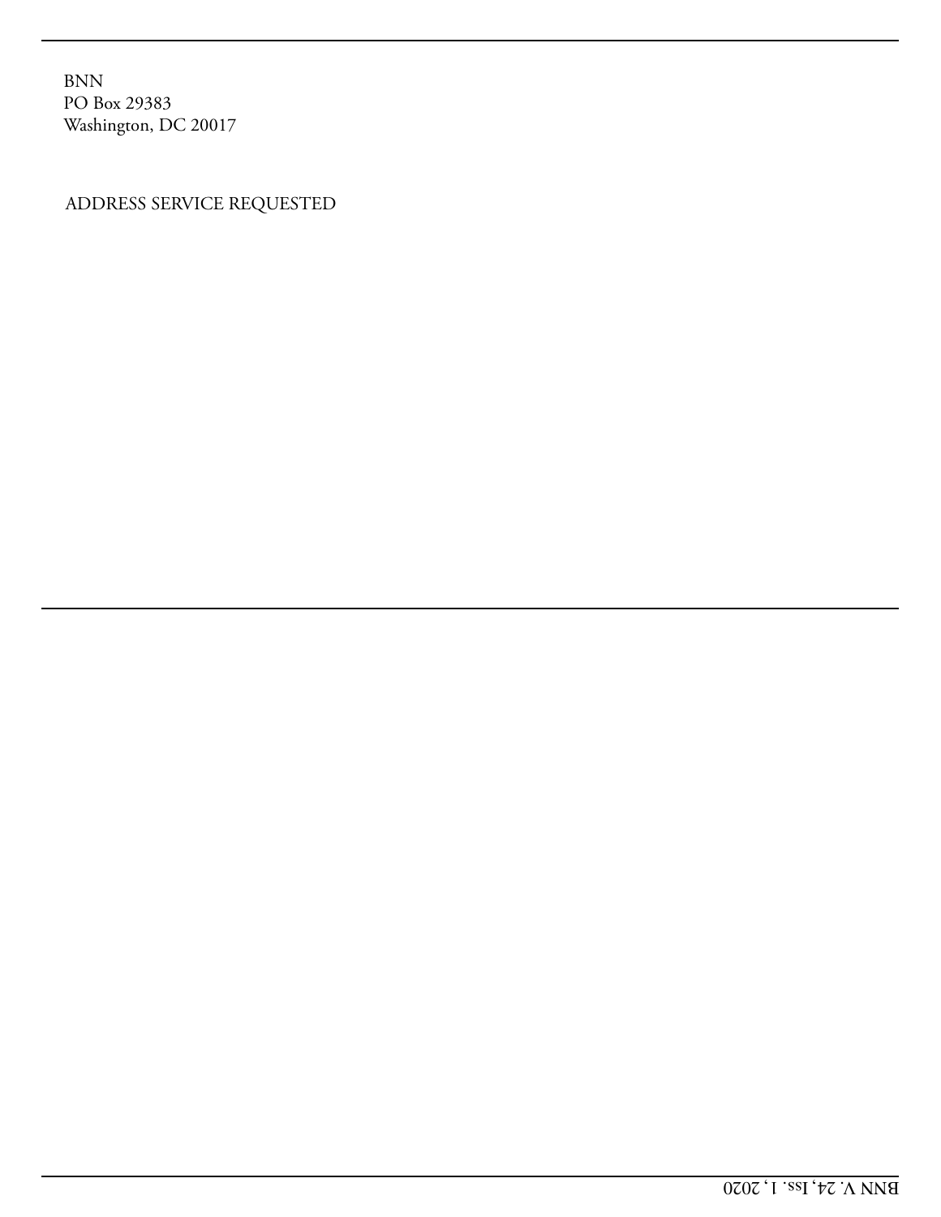BNN
PO Box 29383
Washington, DC 20017

ADDRESS SERVICE REQUESTED